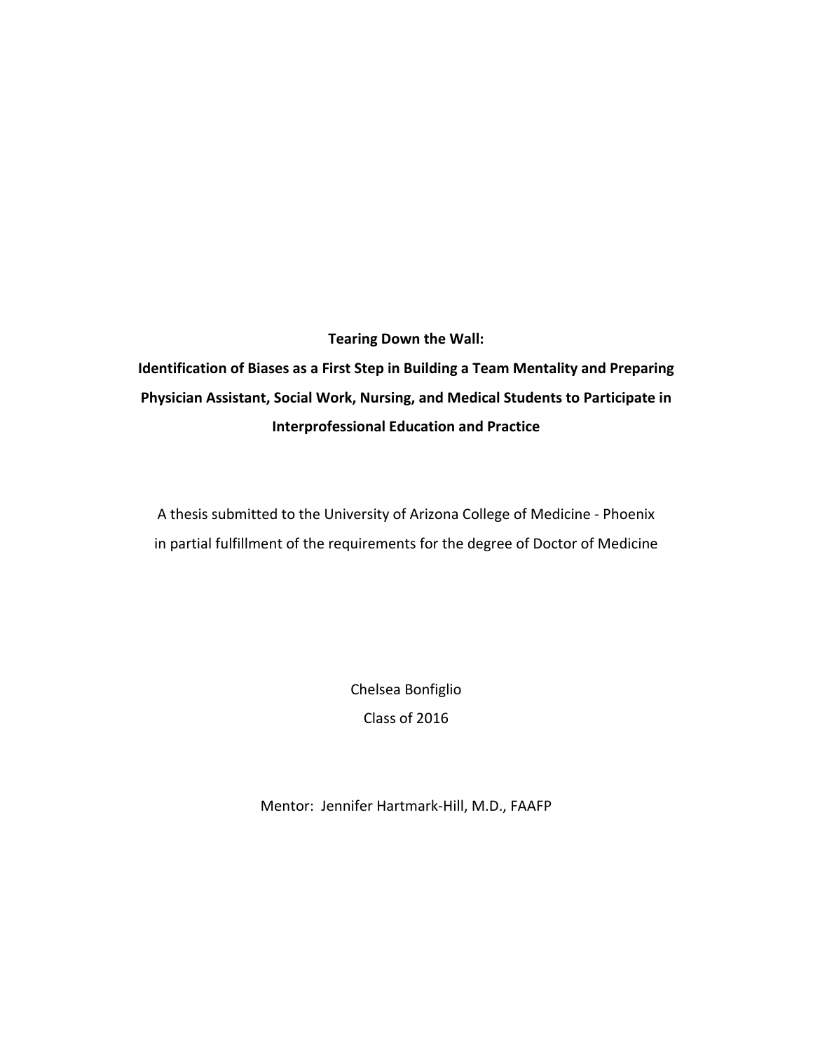# Tearing Down the Wall:

## Identification of Biases as a First Step in Building a Team Mentality and Preparing Physician Assistant, Social Work, Nursing, and Medical Students to Participate in Interprofessional Education and Practice

A thesis submitted to the University of Arizona College of Medicine - Phoenix
in partial fulfillment of the requirements for the degree of Doctor of Medicine

Chelsea Bonfiglio

Class of 2016

Mentor: Jennifer Hartmark-Hill, M.D., FAAFP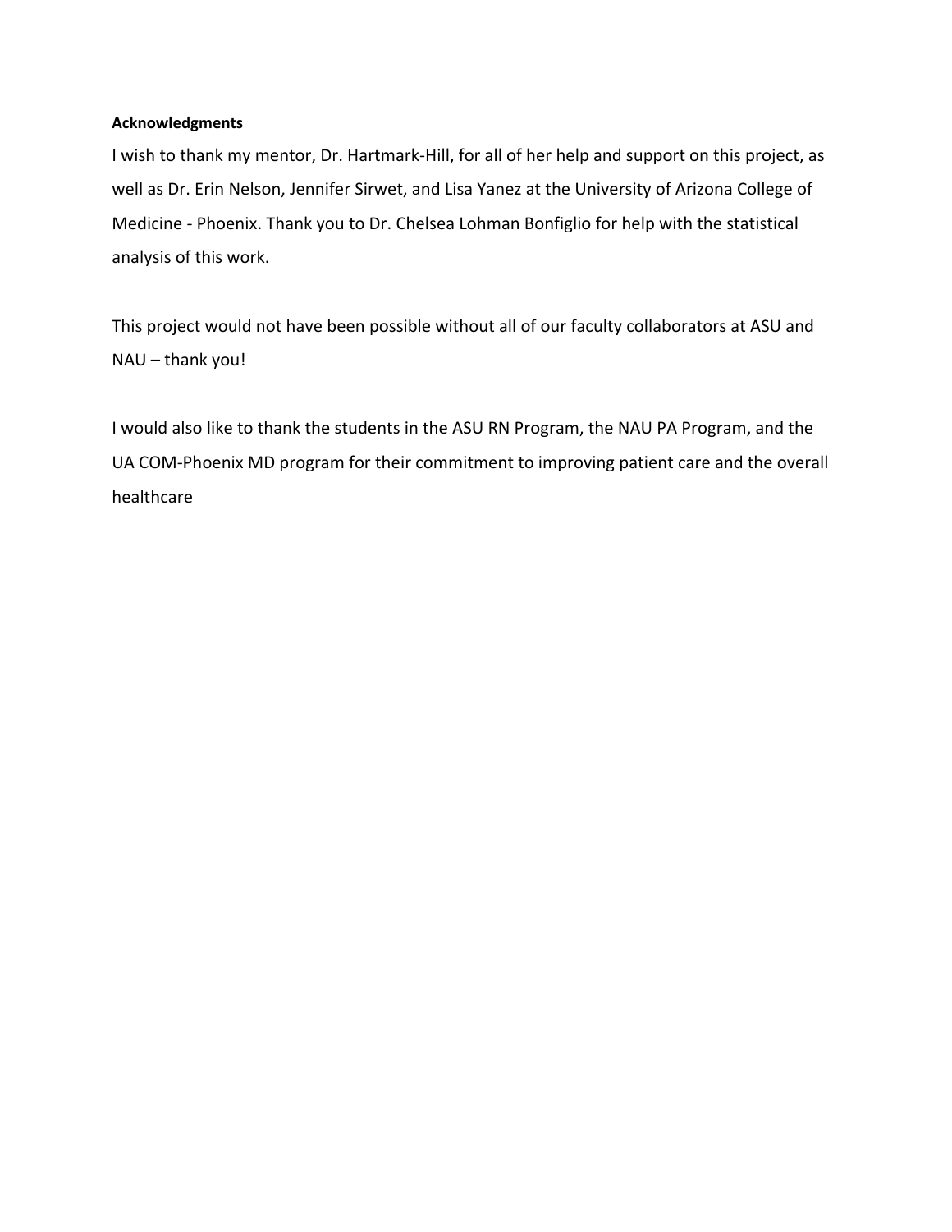**Acknowledgments**

I wish to thank my mentor, Dr. Hartmark-Hill, for all of her help and support on this project, as well as Dr. Erin Nelson, Jennifer Sirwet, and Lisa Yanez at the University of Arizona College of Medicine - Phoenix. Thank you to Dr. Chelsea Lohman Bonfiglio for help with the statistical analysis of this work.

This project would not have been possible without all of our faculty collaborators at ASU and NAU – thank you!

I would also like to thank the students in the ASU RN Program, the NAU PA Program, and the UA COM-Phoenix MD program for their commitment to improving patient care and the overall healthcare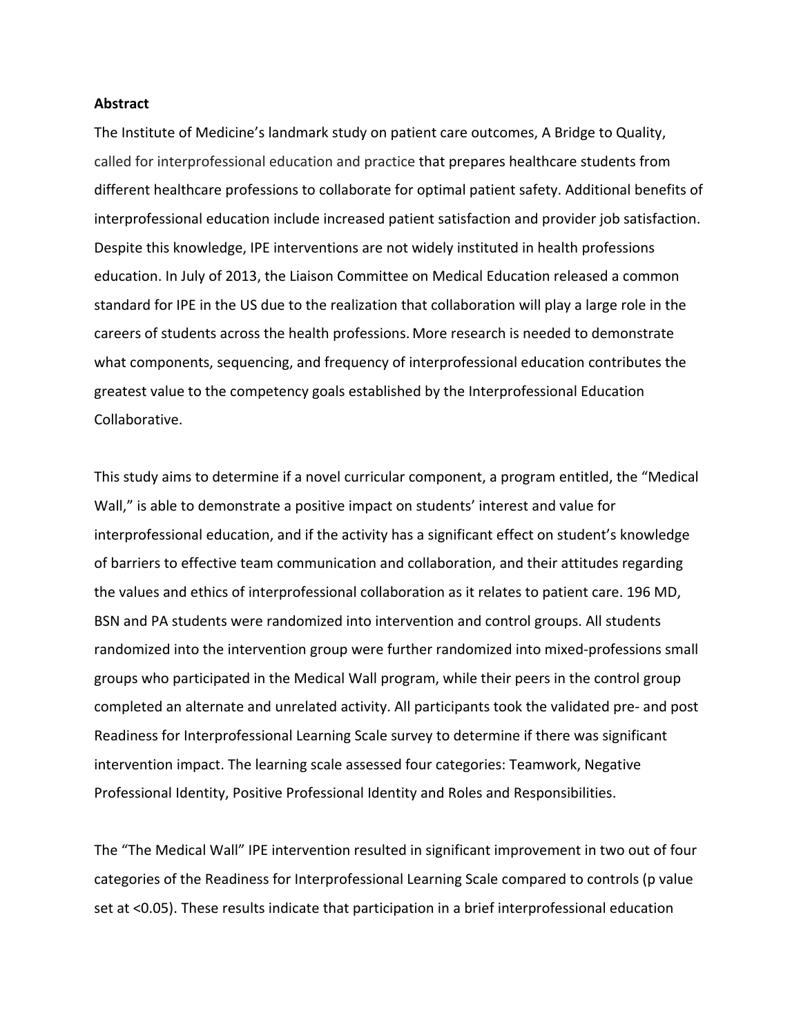**Abstract**

The Institute of Medicine's landmark study on patient care outcomes, A Bridge to Quality, called for interprofessional education and practice that prepares healthcare students from different healthcare professions to collaborate for optimal patient safety. Additional benefits of interprofessional education include increased patient satisfaction and provider job satisfaction. Despite this knowledge, IPE interventions are not widely instituted in health professions education. In July of 2013, the Liaison Committee on Medical Education released a common standard for IPE in the US due to the realization that collaboration will play a large role in the careers of students across the health professions. More research is needed to demonstrate what components, sequencing, and frequency of interprofessional education contributes the greatest value to the competency goals established by the Interprofessional Education Collaborative.

This study aims to determine if a novel curricular component, a program entitled, the "Medical Wall," is able to demonstrate a positive impact on students' interest and value for interprofessional education, and if the activity has a significant effect on student's knowledge of barriers to effective team communication and collaboration, and their attitudes regarding the values and ethics of interprofessional collaboration as it relates to patient care. 196 MD, BSN and PA students were randomized into intervention and control groups. All students randomized into the intervention group were further randomized into mixed-professions small groups who participated in the Medical Wall program, while their peers in the control group completed an alternate and unrelated activity. All participants took the validated pre- and post Readiness for Interprofessional Learning Scale survey to determine if there was significant intervention impact. The learning scale assessed four categories: Teamwork, Negative Professional Identity, Positive Professional Identity and Roles and Responsibilities.

The "The Medical Wall" IPE intervention resulted in significant improvement in two out of four categories of the Readiness for Interprofessional Learning Scale compared to controls (p value set at $<0.05$). These results indicate that participation in a brief interprofessional education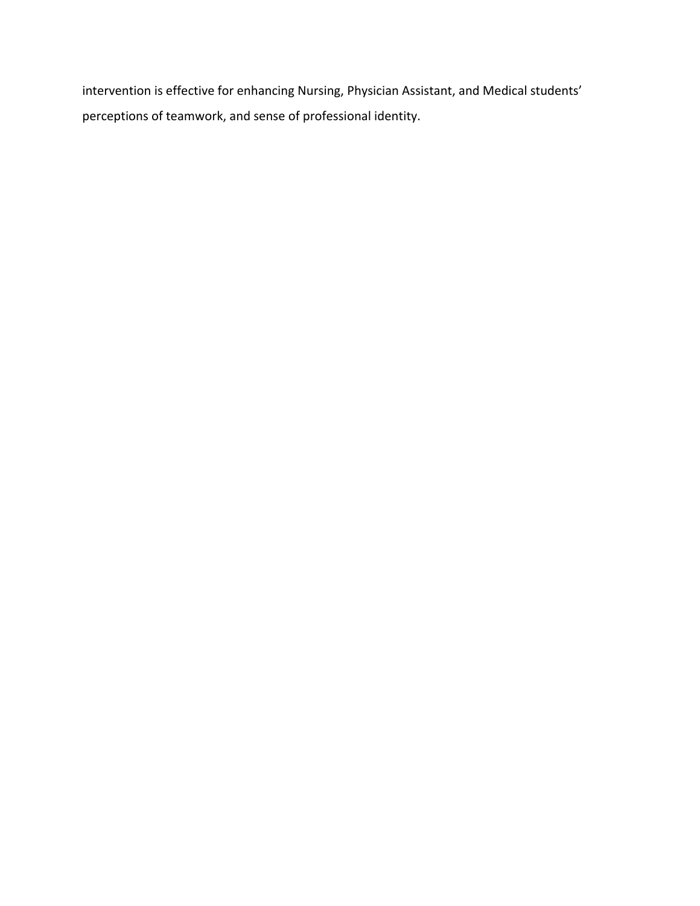intervention is effective for enhancing Nursing, Physician Assistant, and Medical students' perceptions of teamwork, and sense of professional identity.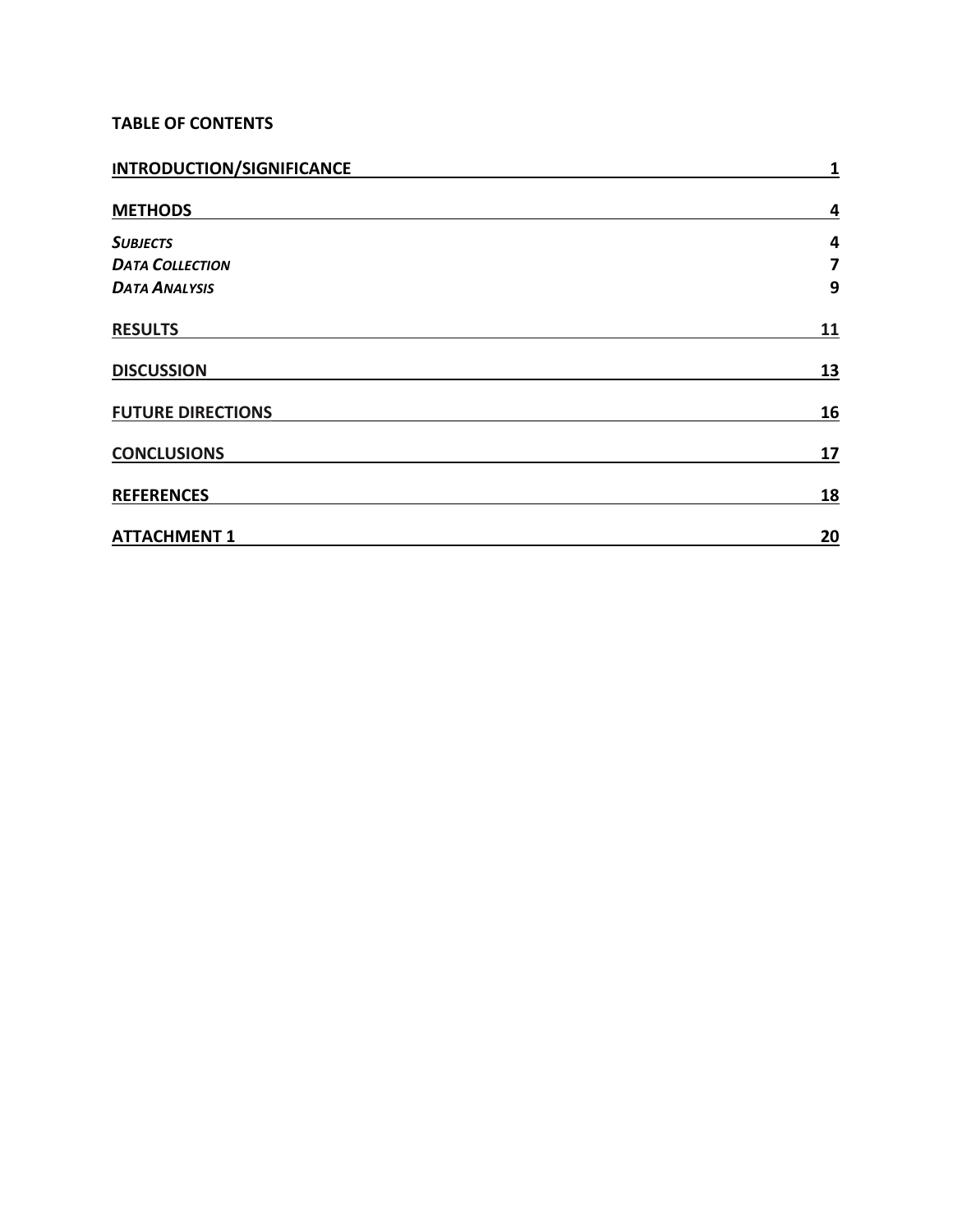**TABLE OF CONTENTS**

| | |
|---|---|
| **INTRODUCTION/SIGNIFICANCE** | **1** |
| **METHODS** | **4** |
| ***SUBJECTS*** | **4** |
| ***DATA COLLECTION*** | **7** |
| ***DATA ANALYSIS*** | **9** |
| **RESULTS** | **11** |
| **DISCUSSION** | **13** |
| **FUTURE DIRECTIONS** | **16** |
| **CONCLUSIONS** | **17** |
| **REFERENCES** | **18** |
| **ATTACHMENT 1** | **20** |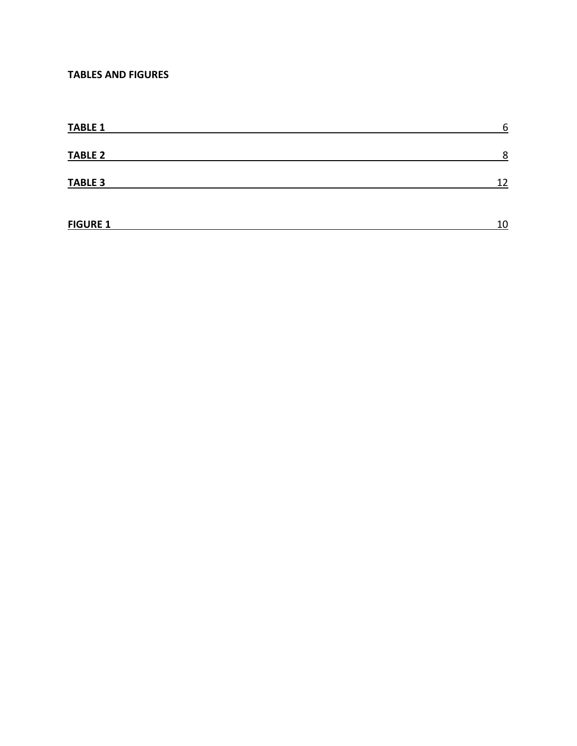**TABLES AND FIGURES**

**TABLE 1** 6

**TABLE 2** 8

**TABLE 3** 12

**FIGURE 1** 10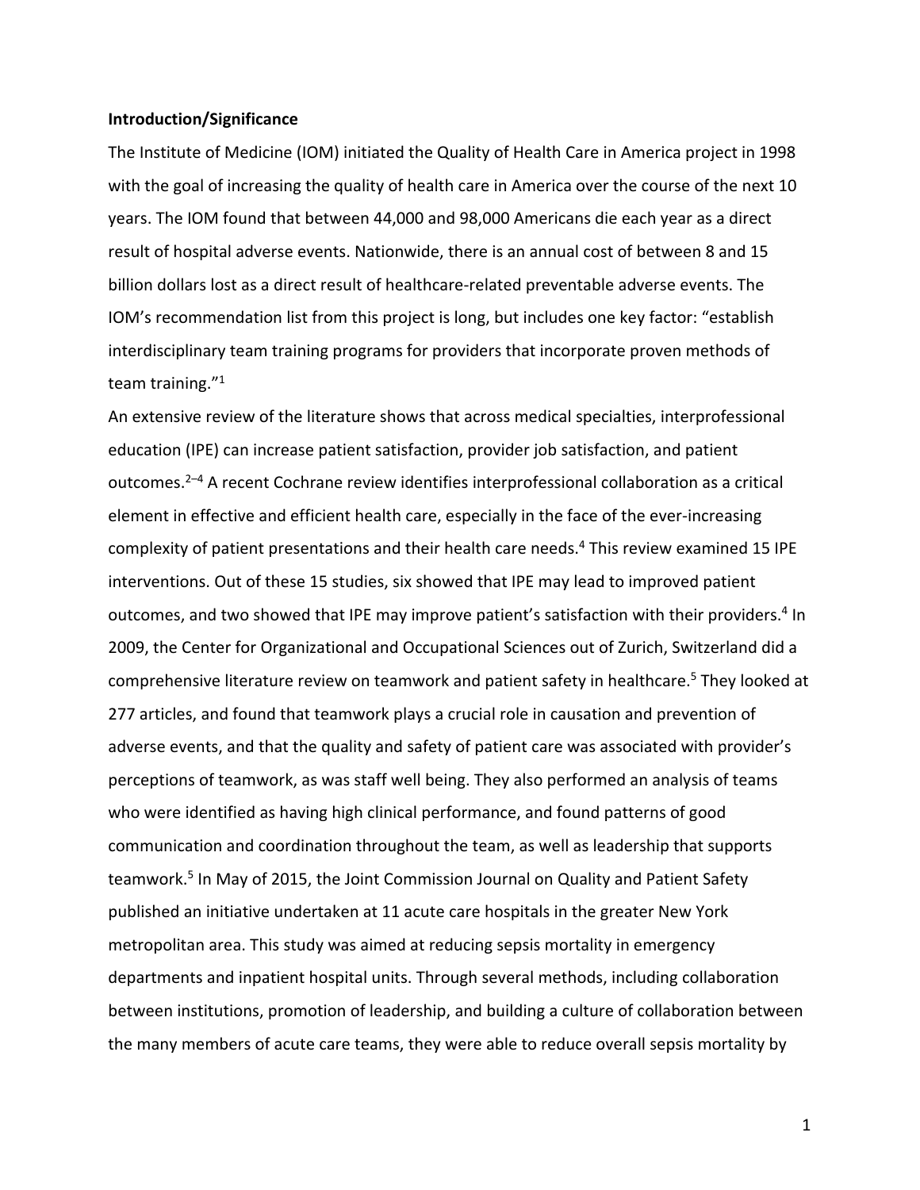**Introduction/Significance**

The Institute of Medicine (IOM) initiated the Quality of Health Care in America project in 1998 with the goal of increasing the quality of health care in America over the course of the next 10 years. The IOM found that between 44,000 and 98,000 Americans die each year as a direct result of hospital adverse events. Nationwide, there is an annual cost of between 8 and 15 billion dollars lost as a direct result of healthcare-related preventable adverse events. The IOM's recommendation list from this project is long, but includes one key factor: "establish interdisciplinary team training programs for providers that incorporate proven methods of team training."[1]

An extensive review of the literature shows that across medical specialties, interprofessional education (IPE) can increase patient satisfaction, provider job satisfaction, and patient outcomes.[2–4] A recent Cochrane review identifies interprofessional collaboration as a critical element in effective and efficient health care, especially in the face of the ever-increasing complexity of patient presentations and their health care needs.[4] This review examined 15 IPE interventions. Out of these 15 studies, six showed that IPE may lead to improved patient outcomes, and two showed that IPE may improve patient's satisfaction with their providers.[4] In 2009, the Center for Organizational and Occupational Sciences out of Zurich, Switzerland did a comprehensive literature review on teamwork and patient safety in healthcare.[5] They looked at 277 articles, and found that teamwork plays a crucial role in causation and prevention of adverse events, and that the quality and safety of patient care was associated with provider's perceptions of teamwork, as was staff well being. They also performed an analysis of teams who were identified as having high clinical performance, and found patterns of good communication and coordination throughout the team, as well as leadership that supports teamwork.[5] In May of 2015, the Joint Commission Journal on Quality and Patient Safety published an initiative undertaken at 11 acute care hospitals in the greater New York metropolitan area. This study was aimed at reducing sepsis mortality in emergency departments and inpatient hospital units. Through several methods, including collaboration between institutions, promotion of leadership, and building a culture of collaboration between the many members of acute care teams, they were able to reduce overall sepsis mortality by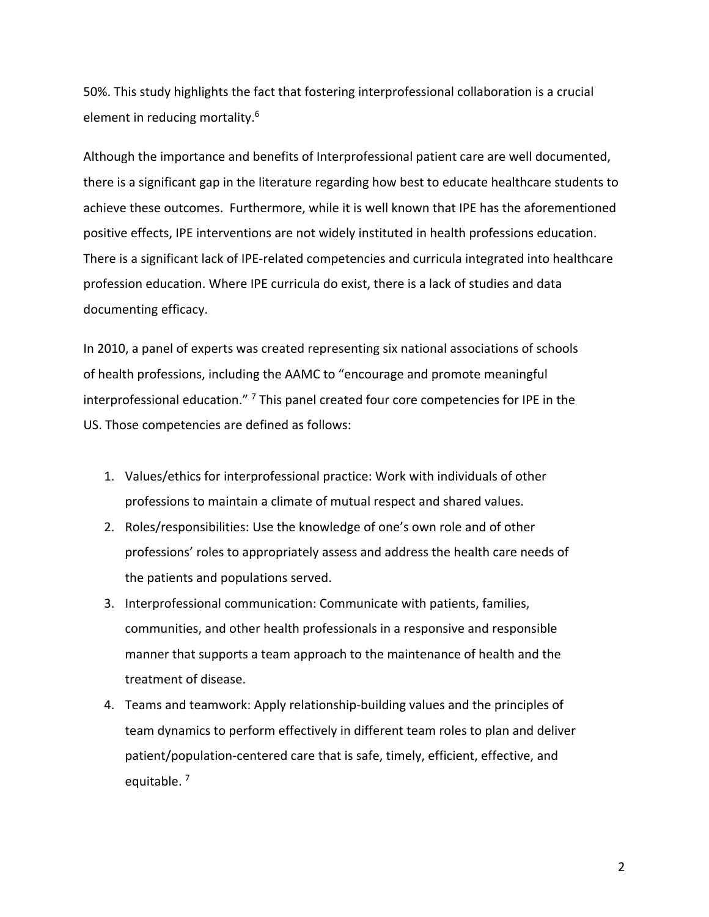50%. This study highlights the fact that fostering interprofessional collaboration is a crucial element in reducing mortality.[6]

Although the importance and benefits of Interprofessional patient care are well documented, there is a significant gap in the literature regarding how best to educate healthcare students to achieve these outcomes. Furthermore, while it is well known that IPE has the aforementioned positive effects, IPE interventions are not widely instituted in health professions education. There is a significant lack of IPE-related competencies and curricula integrated into healthcare profession education. Where IPE curricula do exist, there is a lack of studies and data documenting efficacy.

In 2010, a panel of experts was created representing six national associations of schools of health professions, including the AAMC to "encourage and promote meaningful interprofessional education." [7] This panel created four core competencies for IPE in the US. Those competencies are defined as follows:

1. Values/ethics for interprofessional practice: Work with individuals of other professions to maintain a climate of mutual respect and shared values.
2. Roles/responsibilities: Use the knowledge of one's own role and of other professions' roles to appropriately assess and address the health care needs of the patients and populations served.
3. Interprofessional communication: Communicate with patients, families, communities, and other health professionals in a responsive and responsible manner that supports a team approach to the maintenance of health and the treatment of disease.
4. Teams and teamwork: Apply relationship-building values and the principles of team dynamics to perform effectively in different team roles to plan and deliver patient/population-centered care that is safe, timely, efficient, effective, and equitable. [7]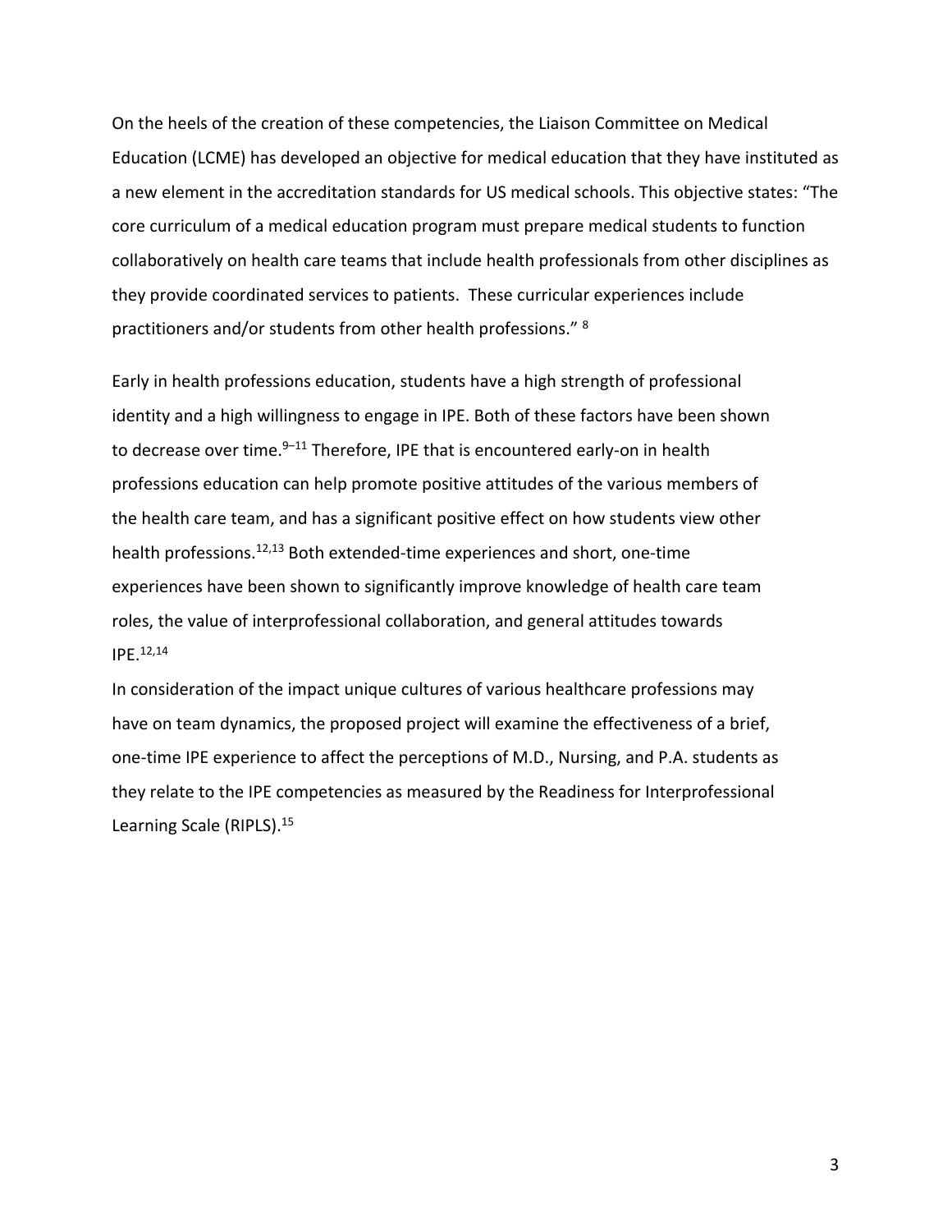On the heels of the creation of these competencies, the Liaison Committee on Medical Education (LCME) has developed an objective for medical education that they have instituted as a new element in the accreditation standards for US medical schools. This objective states: "The core curriculum of a medical education program must prepare medical students to function collaboratively on health care teams that include health professionals from other disciplines as they provide coordinated services to patients. These curricular experiences include practitioners and/or students from other health professions." [8]

Early in health professions education, students have a high strength of professional identity and a high willingness to engage in IPE. Both of these factors have been shown to decrease over time.[9–11] Therefore, IPE that is encountered early-on in health professions education can help promote positive attitudes of the various members of the health care team, and has a significant positive effect on how students view other health professions.[12,13] Both extended-time experiences and short, one-time experiences have been shown to significantly improve knowledge of health care team roles, the value of interprofessional collaboration, and general attitudes towards IPE.[12,14]

In consideration of the impact unique cultures of various healthcare professions may have on team dynamics, the proposed project will examine the effectiveness of a brief, one-time IPE experience to affect the perceptions of M.D., Nursing, and P.A. students as they relate to the IPE competencies as measured by the Readiness for Interprofessional Learning Scale (RIPLS).[15]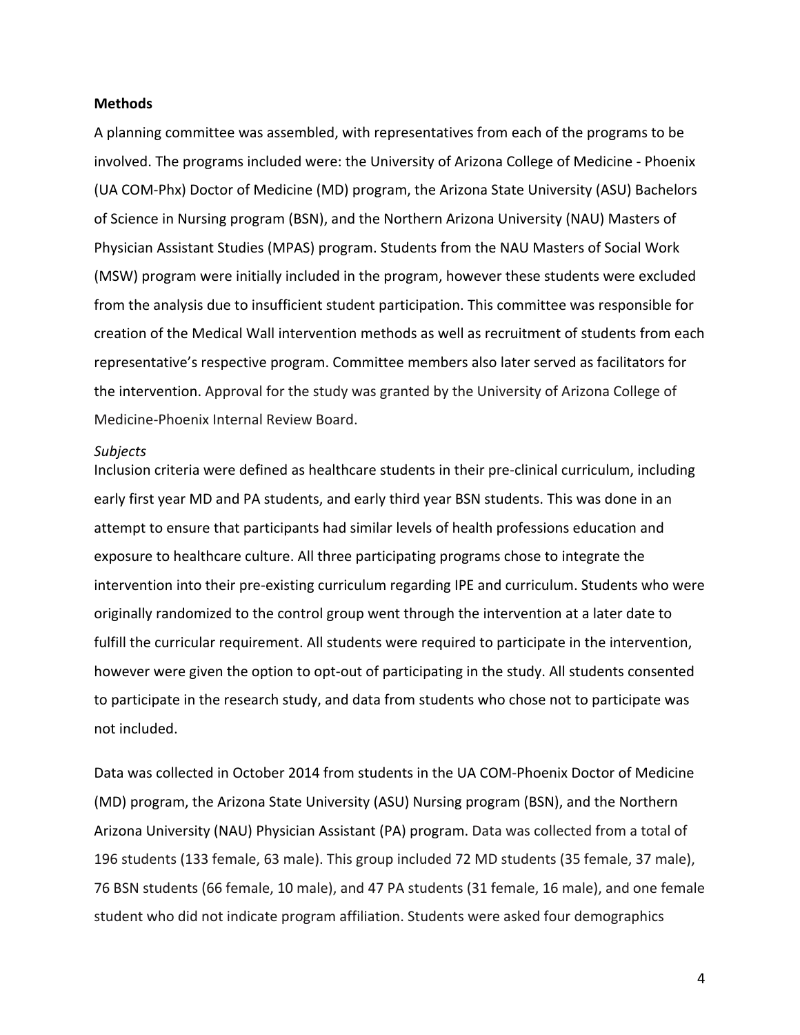**Methods**

A planning committee was assembled, with representatives from each of the programs to be involved. The programs included were: the University of Arizona College of Medicine - Phoenix (UA COM-Phx) Doctor of Medicine (MD) program, the Arizona State University (ASU) Bachelors of Science in Nursing program (BSN), and the Northern Arizona University (NAU) Masters of Physician Assistant Studies (MPAS) program. Students from the NAU Masters of Social Work (MSW) program were initially included in the program, however these students were excluded from the analysis due to insufficient student participation. This committee was responsible for creation of the Medical Wall intervention methods as well as recruitment of students from each representative's respective program. Committee members also later served as facilitators for the intervention. Approval for the study was granted by the University of Arizona College of Medicine-Phoenix Internal Review Board.

*Subjects*

Inclusion criteria were defined as healthcare students in their pre-clinical curriculum, including early first year MD and PA students, and early third year BSN students. This was done in an attempt to ensure that participants had similar levels of health professions education and exposure to healthcare culture. All three participating programs chose to integrate the intervention into their pre-existing curriculum regarding IPE and curriculum. Students who were originally randomized to the control group went through the intervention at a later date to fulfill the curricular requirement. All students were required to participate in the intervention, however were given the option to opt-out of participating in the study. All students consented to participate in the research study, and data from students who chose not to participate was not included.

Data was collected in October 2014 from students in the UA COM-Phoenix Doctor of Medicine (MD) program, the Arizona State University (ASU) Nursing program (BSN), and the Northern Arizona University (NAU) Physician Assistant (PA) program. Data was collected from a total of 196 students (133 female, 63 male). This group included 72 MD students (35 female, 37 male), 76 BSN students (66 female, 10 male), and 47 PA students (31 female, 16 male), and one female student who did not indicate program affiliation. Students were asked four demographics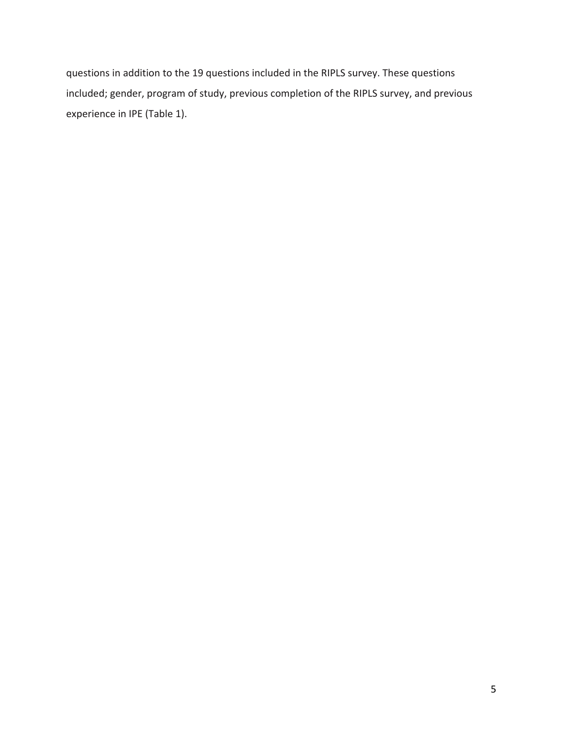questions in addition to the 19 questions included in the RIPLS survey. These questions included; gender, program of study, previous completion of the RIPLS survey, and previous experience in IPE (Table 1).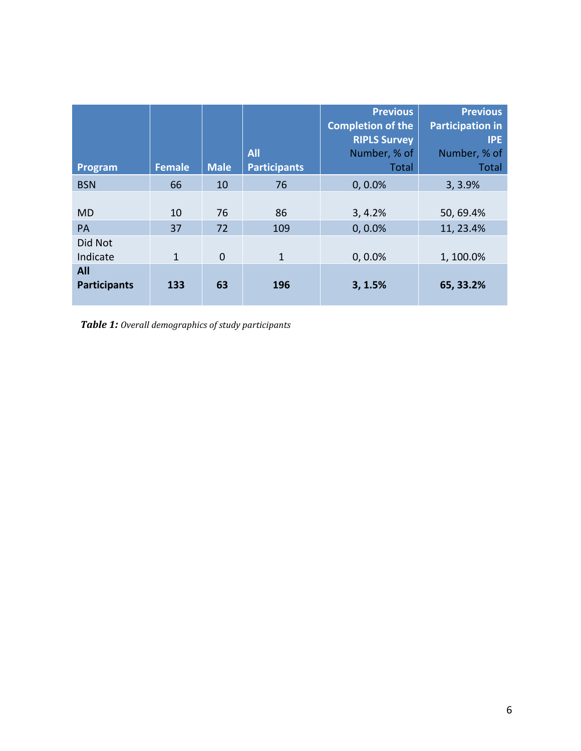| Program | Female | Male | All Participants | **Previous Completion of the RIPLS Survey** Number, % of Total | **Previous Participation in IPE** Number, % of Total |
|---|---|---|---|---|---|
| BSN | 66 | 10 | 76 | 0, 0.0% | 3, 3.9% |
| MD | 10 | 76 | 86 | 3, 4.2% | 50, 69.4% |
| PA | 37 | 72 | 109 | 0, 0.0% | 11, 23.4% |
| Did Not Indicate | 1 | 0 | 1 | 0, 0.0% | 1, 100.0% |
| **All Participants** | **133** | **63** | **196** | **3, 1.5%** | **65, 33.2%** |

***Table 1:*** *Overall demographics of study participants*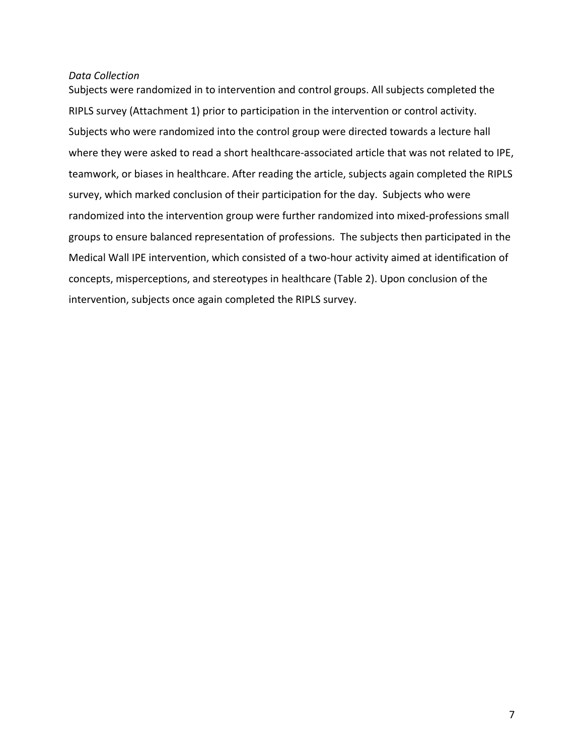*Data Collection*

Subjects were randomized in to intervention and control groups. All subjects completed the RIPLS survey (Attachment 1) prior to participation in the intervention or control activity. Subjects who were randomized into the control group were directed towards a lecture hall where they were asked to read a short healthcare-associated article that was not related to IPE, teamwork, or biases in healthcare. After reading the article, subjects again completed the RIPLS survey, which marked conclusion of their participation for the day. Subjects who were randomized into the intervention group were further randomized into mixed-professions small groups to ensure balanced representation of professions. The subjects then participated in the Medical Wall IPE intervention, which consisted of a two-hour activity aimed at identification of concepts, misperceptions, and stereotypes in healthcare (Table 2). Upon conclusion of the intervention, subjects once again completed the RIPLS survey.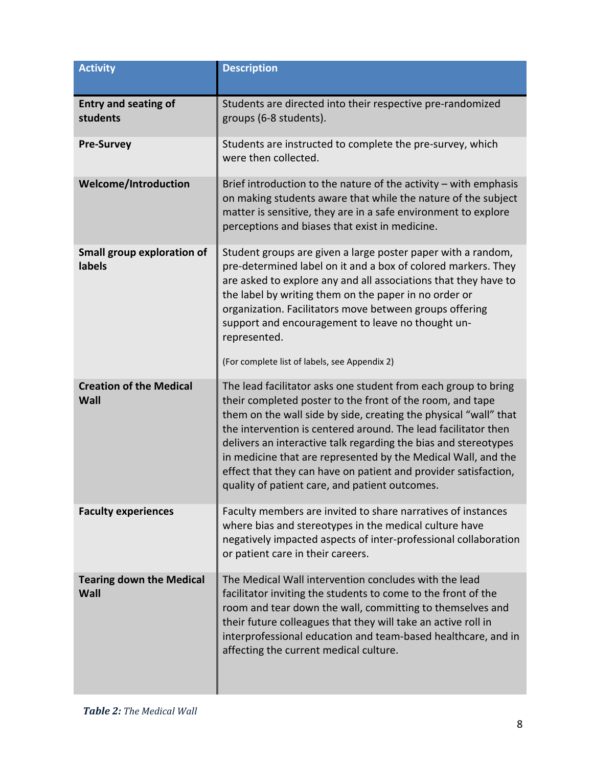| Activity | Description |
|---|---|
| **Entry and seating of students** | Students are directed into their respective pre-randomized groups (6-8 students). |
| **Pre-Survey** | Students are instructed to complete the pre-survey, which were then collected. |
| **Welcome/Introduction** | Brief introduction to the nature of the activity – with emphasis on making students aware that while the nature of the subject matter is sensitive, they are in a safe environment to explore perceptions and biases that exist in medicine. |
| **Small group exploration of labels** | Student groups are given a large poster paper with a random, pre-determined label on it and a box of colored markers. They are asked to explore any and all associations that they have to the label by writing them on the paper in no order or organization. Facilitators move between groups offering support and encouragement to leave no thought un-represented. (For complete list of labels, see Appendix 2) |
| **Creation of the Medical Wall** | The lead facilitator asks one student from each group to bring their completed poster to the front of the room, and tape them on the wall side by side, creating the physical "wall" that the intervention is centered around. The lead facilitator then delivers an interactive talk regarding the bias and stereotypes in medicine that are represented by the Medical Wall, and the effect that they can have on patient and provider satisfaction, quality of patient care, and patient outcomes. |
| **Faculty experiences** | Faculty members are invited to share narratives of instances where bias and stereotypes in the medical culture have negatively impacted aspects of inter-professional collaboration or patient care in their careers. |
| **Tearing down the Medical Wall** | The Medical Wall intervention concludes with the lead facilitator inviting the students to come to the front of the room and tear down the wall, committing to themselves and their future colleagues that they will take an active roll in interprofessional education and team-based healthcare, and in affecting the current medical culture. |

***Table 2:*** *The Medical Wall*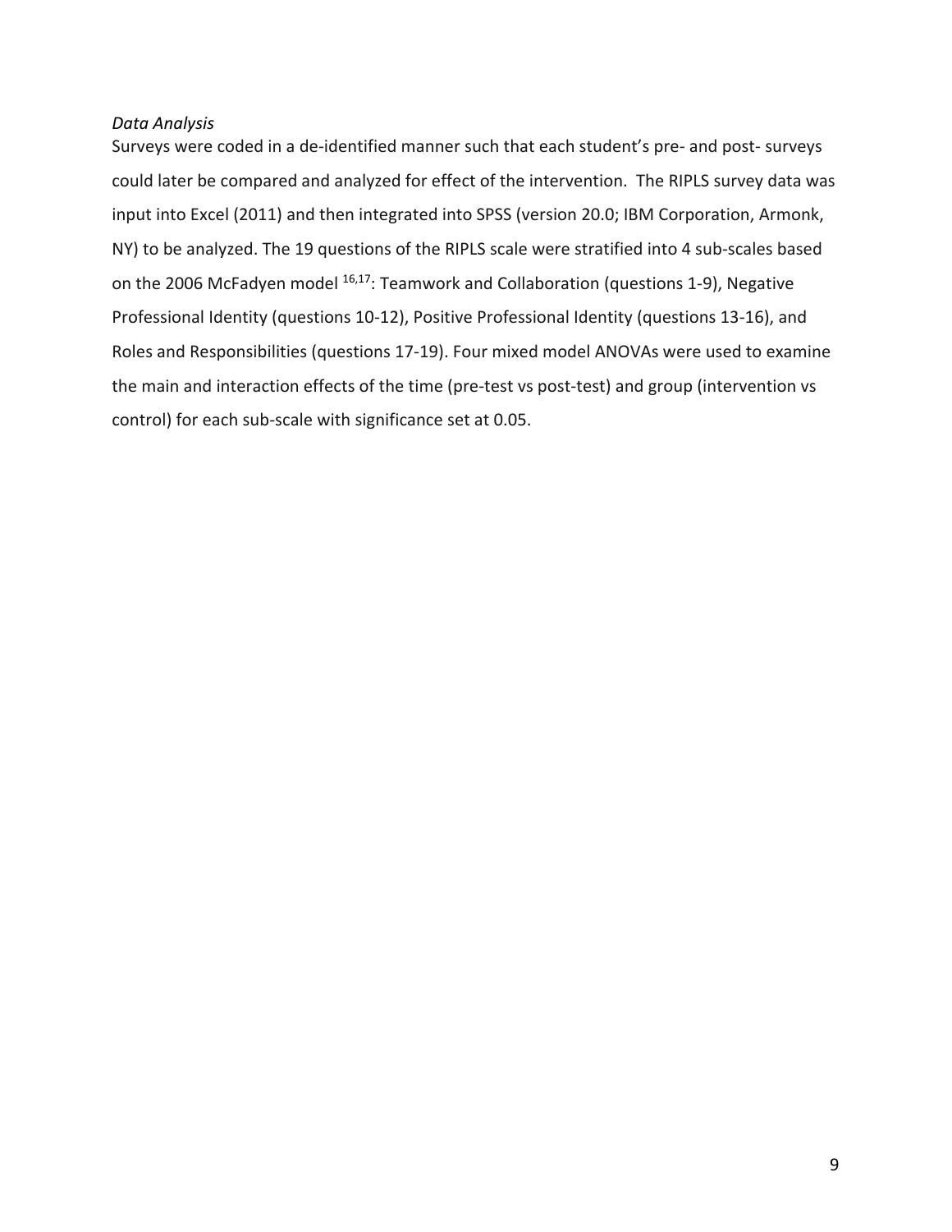*Data Analysis*

Surveys were coded in a de-identified manner such that each student's pre- and post- surveys could later be compared and analyzed for effect of the intervention. The RIPLS survey data was input into Excel (2011) and then integrated into SPSS (version 20.0; IBM Corporation, Armonk, NY) to be analyzed. The 19 questions of the RIPLS scale were stratified into 4 sub-scales based on the 2006 McFadyen model [16,17]: Teamwork and Collaboration (questions 1-9), Negative Professional Identity (questions 10-12), Positive Professional Identity (questions 13-16), and Roles and Responsibilities (questions 17-19). Four mixed model ANOVAs were used to examine the main and interaction effects of the time (pre-test vs post-test) and group (intervention vs control) for each sub-scale with significance set at 0.05.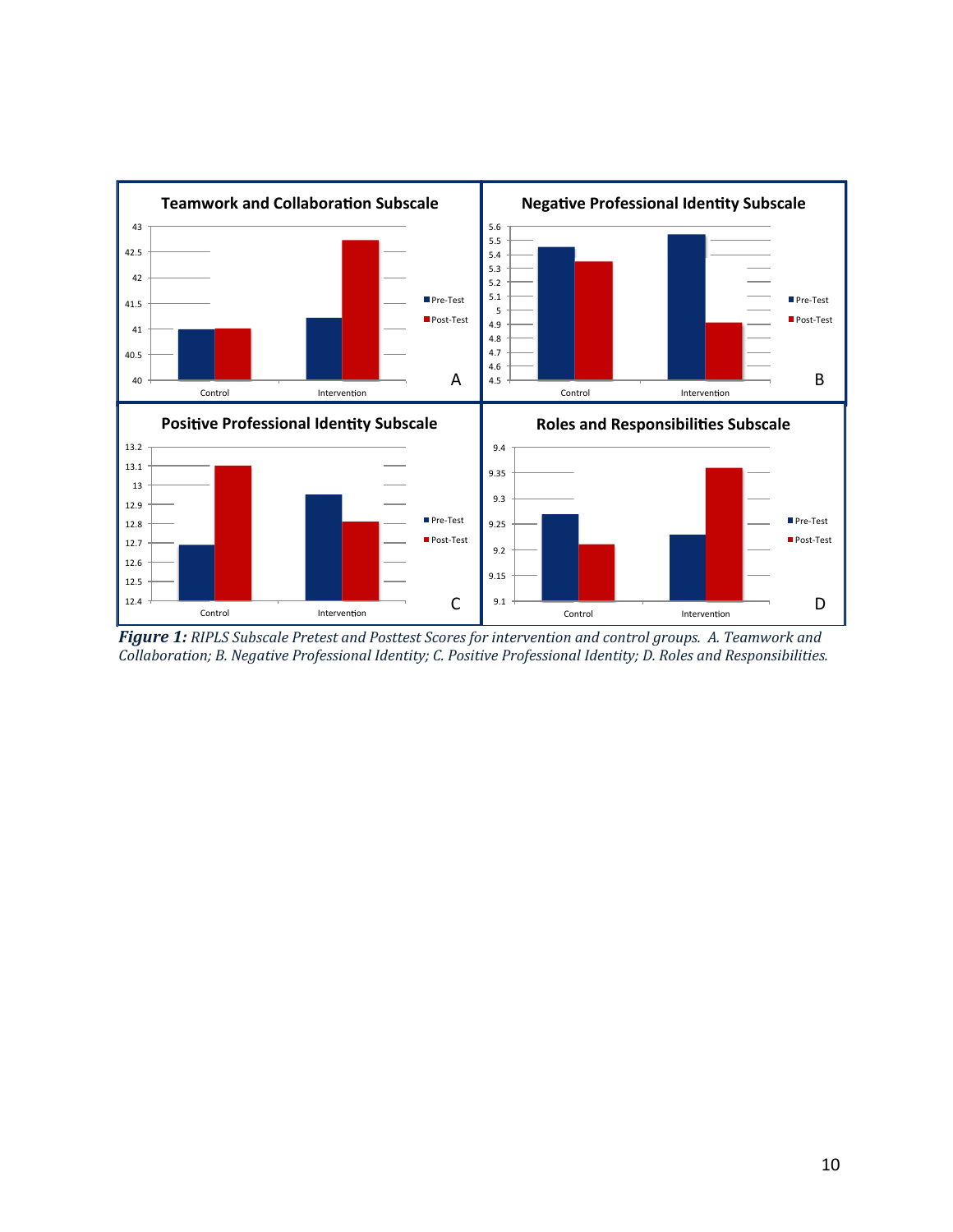***Figure 1:*** *RIPLS Subscale Pretest and Posttest Scores for intervention and control groups. A. Teamwork and Collaboration; B. Negative Professional Identity; C. Positive Professional Identity; D. Roles and Responsibilities.*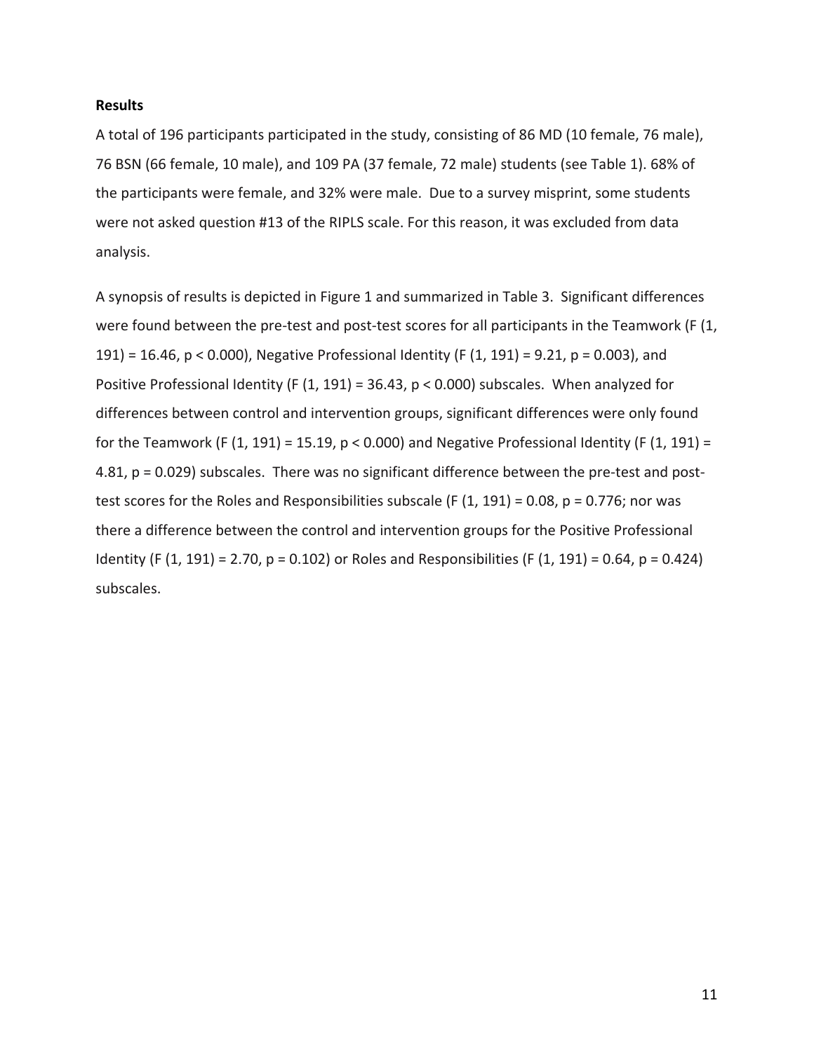**Results**

A total of 196 participants participated in the study, consisting of 86 MD (10 female, 76 male), 76 BSN (66 female, 10 male), and 109 PA (37 female, 72 male) students (see Table 1). 68% of the participants were female, and 32% were male. Due to a survey misprint, some students were not asked question #13 of the RIPLS scale. For this reason, it was excluded from data analysis.

A synopsis of results is depicted in Figure 1 and summarized in Table 3. Significant differences were found between the pre-test and post-test scores for all participants in the Teamwork ($F(1, 191) = 16.46$, $p < 0.000$), Negative Professional Identity ($F(1, 191) = 9.21$, $p = 0.003$), and Positive Professional Identity ($F(1, 191) = 36.43$, $p < 0.000$) subscales. When analyzed for differences between control and intervention groups, significant differences were only found for the Teamwork ($F(1, 191) = 15.19$, $p < 0.000$) and Negative Professional Identity ($F(1, 191) = 4.81$, $p = 0.029$) subscales. There was no significant difference between the pre-test and post-test scores for the Roles and Responsibilities subscale ($F(1, 191) = 0.08$, $p = 0.776$; nor was there a difference between the control and intervention groups for the Positive Professional Identity ($F(1, 191) = 2.70$, $p = 0.102$) or Roles and Responsibilities ($F(1, 191) = 0.64$, $p = 0.424$) subscales.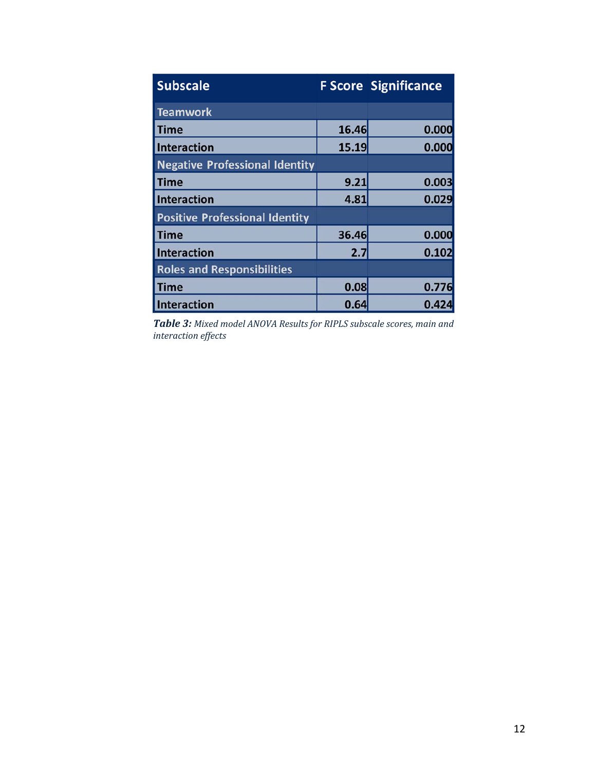| Subscale | F Score | Significance |
|---|---|---|
| **Teamwork** | | |
| Time | 16.46 | 0.000 |
| Interaction | 15.19 | 0.000 |
| **Negative Professional Identity** | | |
| Time | 9.21 | 0.003 |
| Interaction | 4.81 | 0.029 |
| **Positive Professional Identity** | | |
| Time | 36.46 | 0.000 |
| Interaction | 2.7 | 0.102 |
| **Roles and Responsibilities** | | |
| Time | 0.08 | 0.776 |
| Interaction | 0.64 | 0.424 |

***Table 3:*** *Mixed model ANOVA Results for RIPLS subscale scores, main and interaction effects*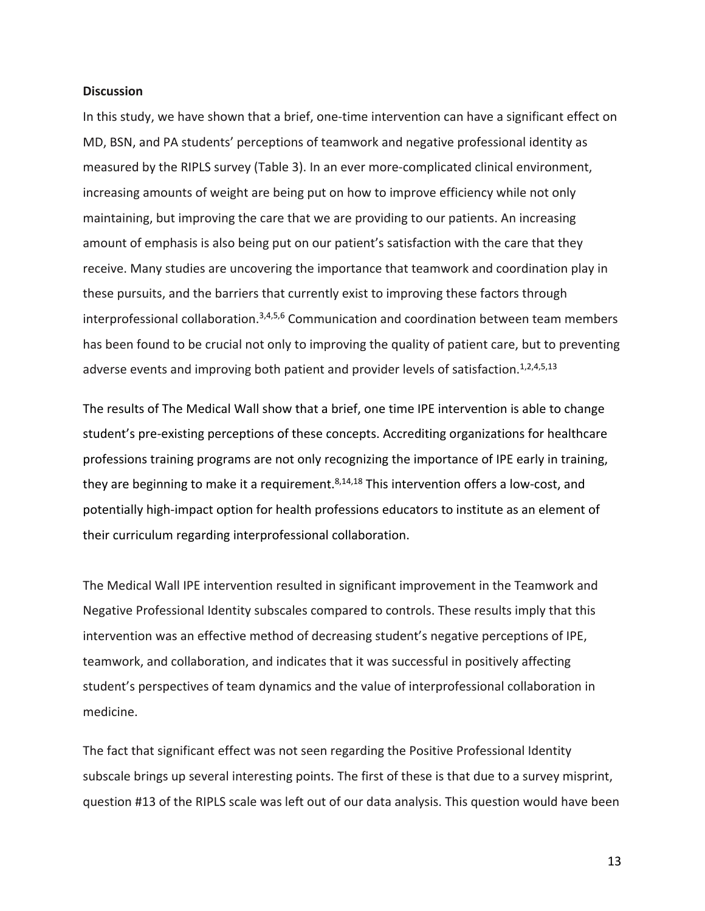**Discussion**

In this study, we have shown that a brief, one-time intervention can have a significant effect on MD, BSN, and PA students' perceptions of teamwork and negative professional identity as measured by the RIPLS survey (Table 3). In an ever more-complicated clinical environment, increasing amounts of weight are being put on how to improve efficiency while not only maintaining, but improving the care that we are providing to our patients. An increasing amount of emphasis is also being put on our patient's satisfaction with the care that they receive. Many studies are uncovering the importance that teamwork and coordination play in these pursuits, and the barriers that currently exist to improving these factors through interprofessional collaboration.[3,4,5,6] Communication and coordination between team members has been found to be crucial not only to improving the quality of patient care, but to preventing adverse events and improving both patient and provider levels of satisfaction.[1,2,4,5,13]

The results of The Medical Wall show that a brief, one time IPE intervention is able to change student's pre-existing perceptions of these concepts. Accrediting organizations for healthcare professions training programs are not only recognizing the importance of IPE early in training, they are beginning to make it a requirement.[8,14,18] This intervention offers a low-cost, and potentially high-impact option for health professions educators to institute as an element of their curriculum regarding interprofessional collaboration.

The Medical Wall IPE intervention resulted in significant improvement in the Teamwork and Negative Professional Identity subscales compared to controls. These results imply that this intervention was an effective method of decreasing student's negative perceptions of IPE, teamwork, and collaboration, and indicates that it was successful in positively affecting student's perspectives of team dynamics and the value of interprofessional collaboration in medicine.

The fact that significant effect was not seen regarding the Positive Professional Identity subscale brings up several interesting points. The first of these is that due to a survey misprint, question #13 of the RIPLS scale was left out of our data analysis. This question would have been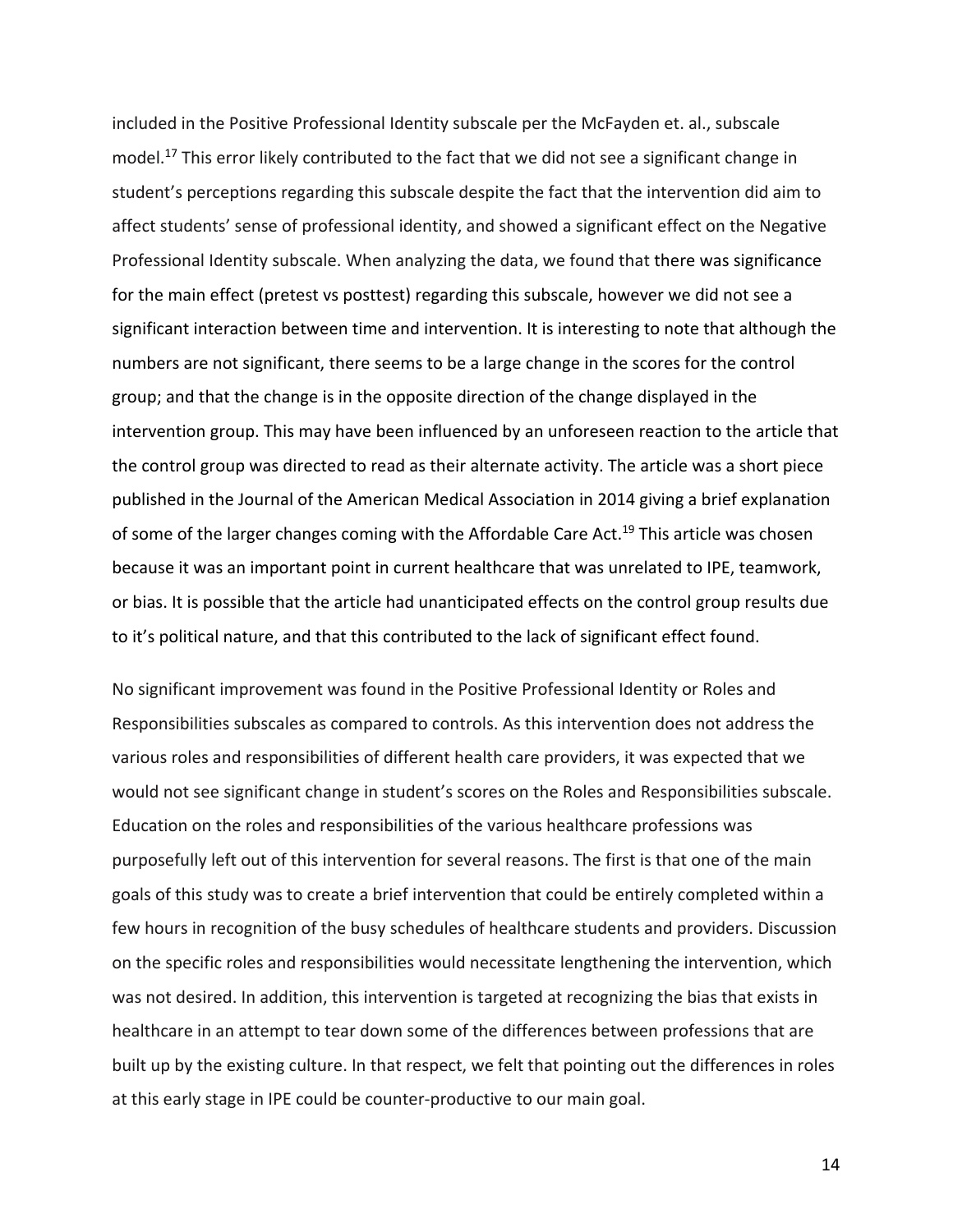included in the Positive Professional Identity subscale per the McFayden et. al., subscale model.[17] This error likely contributed to the fact that we did not see a significant change in student's perceptions regarding this subscale despite the fact that the intervention did aim to affect students' sense of professional identity, and showed a significant effect on the Negative Professional Identity subscale. When analyzing the data, we found that there was significance for the main effect (pretest vs posttest) regarding this subscale, however we did not see a significant interaction between time and intervention. It is interesting to note that although the numbers are not significant, there seems to be a large change in the scores for the control group; and that the change is in the opposite direction of the change displayed in the intervention group. This may have been influenced by an unforeseen reaction to the article that the control group was directed to read as their alternate activity. The article was a short piece published in the Journal of the American Medical Association in 2014 giving a brief explanation of some of the larger changes coming with the Affordable Care Act.[19] This article was chosen because it was an important point in current healthcare that was unrelated to IPE, teamwork, or bias. It is possible that the article had unanticipated effects on the control group results due to it's political nature, and that this contributed to the lack of significant effect found.

No significant improvement was found in the Positive Professional Identity or Roles and Responsibilities subscales as compared to controls. As this intervention does not address the various roles and responsibilities of different health care providers, it was expected that we would not see significant change in student's scores on the Roles and Responsibilities subscale. Education on the roles and responsibilities of the various healthcare professions was purposefully left out of this intervention for several reasons. The first is that one of the main goals of this study was to create a brief intervention that could be entirely completed within a few hours in recognition of the busy schedules of healthcare students and providers. Discussion on the specific roles and responsibilities would necessitate lengthening the intervention, which was not desired. In addition, this intervention is targeted at recognizing the bias that exists in healthcare in an attempt to tear down some of the differences between professions that are built up by the existing culture. In that respect, we felt that pointing out the differences in roles at this early stage in IPE could be counter-productive to our main goal.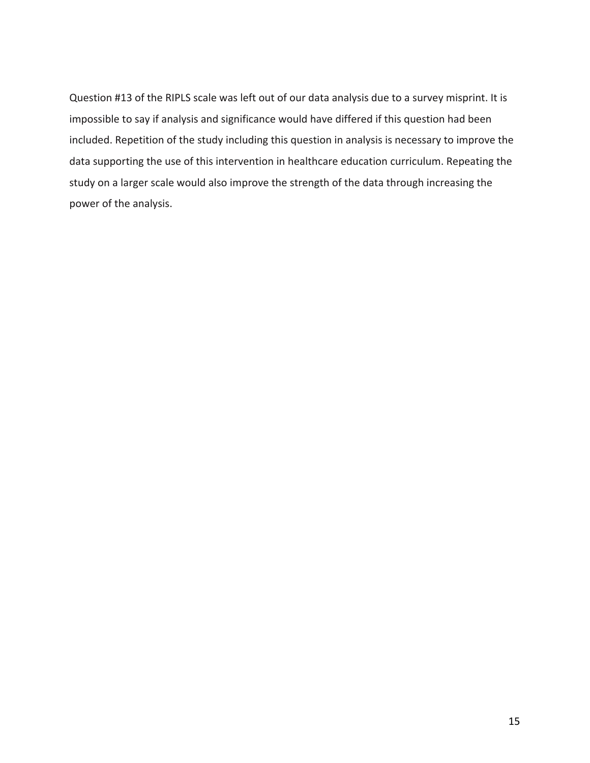Question #13 of the RIPLS scale was left out of our data analysis due to a survey misprint. It is impossible to say if analysis and significance would have differed if this question had been included. Repetition of the study including this question in analysis is necessary to improve the data supporting the use of this intervention in healthcare education curriculum. Repeating the study on a larger scale would also improve the strength of the data through increasing the power of the analysis.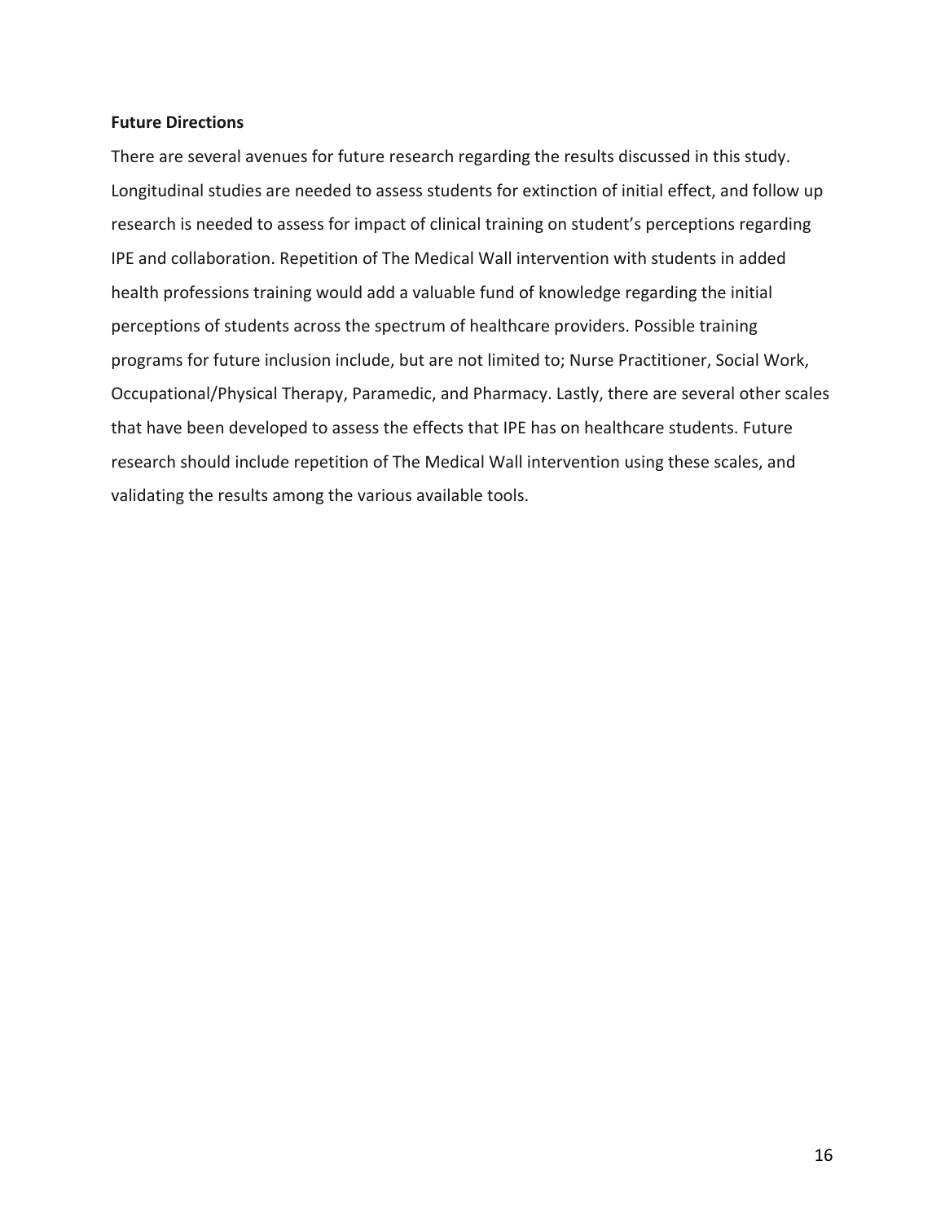**Future Directions**

There are several avenues for future research regarding the results discussed in this study. Longitudinal studies are needed to assess students for extinction of initial effect, and follow up research is needed to assess for impact of clinical training on student's perceptions regarding IPE and collaboration. Repetition of The Medical Wall intervention with students in added health professions training would add a valuable fund of knowledge regarding the initial perceptions of students across the spectrum of healthcare providers. Possible training programs for future inclusion include, but are not limited to; Nurse Practitioner, Social Work, Occupational/Physical Therapy, Paramedic, and Pharmacy. Lastly, there are several other scales that have been developed to assess the effects that IPE has on healthcare students. Future research should include repetition of The Medical Wall intervention using these scales, and validating the results among the various available tools.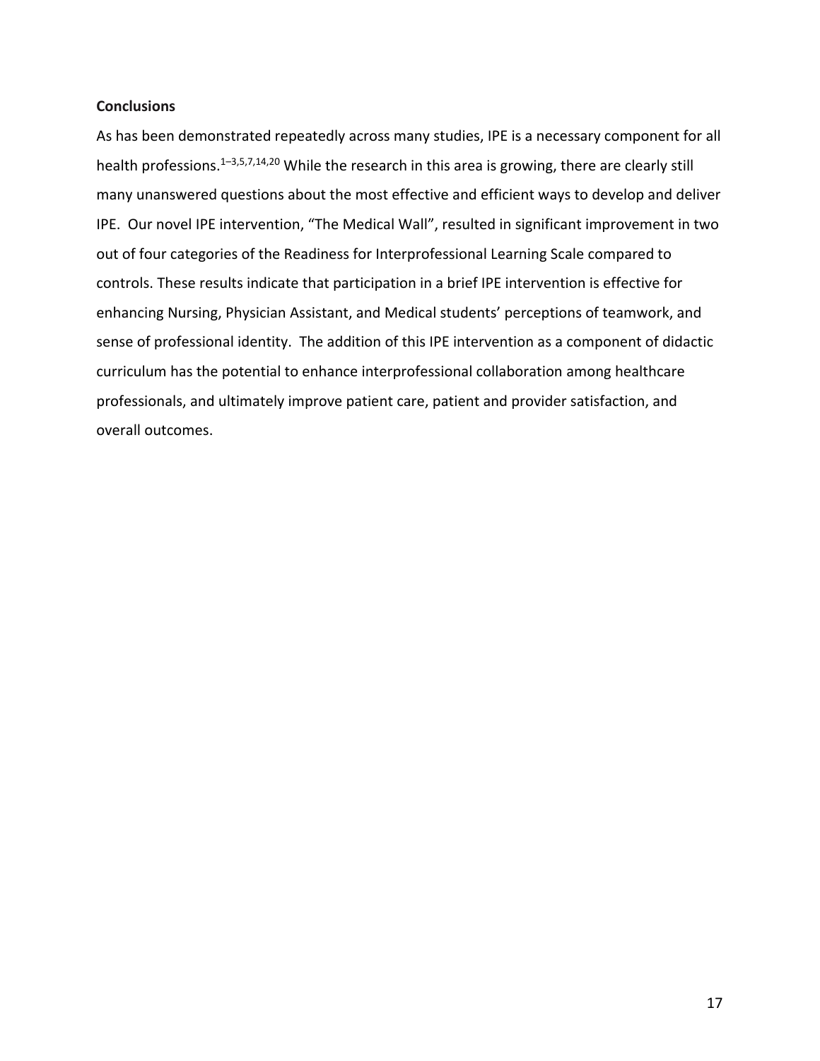## Conclusions

As has been demonstrated repeatedly across many studies, IPE is a necessary component for all health professions.[1–3,5,7,14,20] While the research in this area is growing, there are clearly still many unanswered questions about the most effective and efficient ways to develop and deliver IPE. Our novel IPE intervention, "The Medical Wall", resulted in significant improvement in two out of four categories of the Readiness for Interprofessional Learning Scale compared to controls. These results indicate that participation in a brief IPE intervention is effective for enhancing Nursing, Physician Assistant, and Medical students' perceptions of teamwork, and sense of professional identity. The addition of this IPE intervention as a component of didactic curriculum has the potential to enhance interprofessional collaboration among healthcare professionals, and ultimately improve patient care, patient and provider satisfaction, and overall outcomes.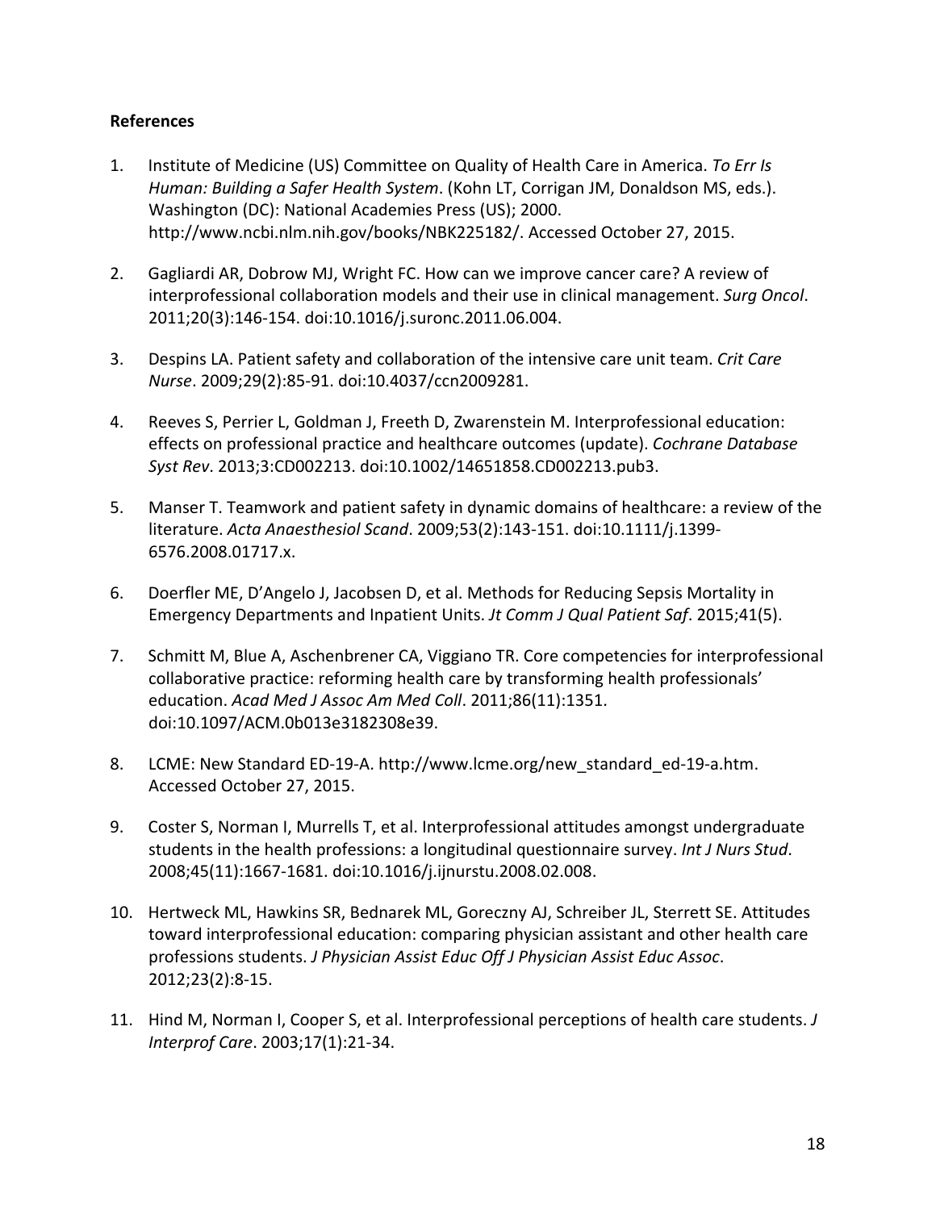**References**

1. Institute of Medicine (US) Committee on Quality of Health Care in America. *To Err Is Human: Building a Safer Health System*. (Kohn LT, Corrigan JM, Donaldson MS, eds.). Washington (DC): National Academies Press (US); 2000. http://www.ncbi.nlm.nih.gov/books/NBK225182/. Accessed October 27, 2015.

2. Gagliardi AR, Dobrow MJ, Wright FC. How can we improve cancer care? A review of interprofessional collaboration models and their use in clinical management. *Surg Oncol*. 2011;20(3):146-154. doi:10.1016/j.suronc.2011.06.004.

3. Despins LA. Patient safety and collaboration of the intensive care unit team. *Crit Care Nurse*. 2009;29(2):85-91. doi:10.4037/ccn2009281.

4. Reeves S, Perrier L, Goldman J, Freeth D, Zwarenstein M. Interprofessional education: effects on professional practice and healthcare outcomes (update). *Cochrane Database Syst Rev*. 2013;3:CD002213. doi:10.1002/14651858.CD002213.pub3.

5. Manser T. Teamwork and patient safety in dynamic domains of healthcare: a review of the literature. *Acta Anaesthesiol Scand*. 2009;53(2):143-151. doi:10.1111/j.1399-6576.2008.01717.x.

6. Doerfler ME, D'Angelo J, Jacobsen D, et al. Methods for Reducing Sepsis Mortality in Emergency Departments and Inpatient Units. *Jt Comm J Qual Patient Saf*. 2015;41(5).

7. Schmitt M, Blue A, Aschenbrener CA, Viggiano TR. Core competencies for interprofessional collaborative practice: reforming health care by transforming health professionals' education. *Acad Med J Assoc Am Med Coll*. 2011;86(11):1351. doi:10.1097/ACM.0b013e3182308e39.

8. LCME: New Standard ED-19-A. http://www.lcme.org/new_standard_ed-19-a.htm. Accessed October 27, 2015.

9. Coster S, Norman I, Murrells T, et al. Interprofessional attitudes amongst undergraduate students in the health professions: a longitudinal questionnaire survey. *Int J Nurs Stud*. 2008;45(11):1667-1681. doi:10.1016/j.ijnurstu.2008.02.008.

10. Hertweck ML, Hawkins SR, Bednarek ML, Goreczny AJ, Schreiber JL, Sterrett SE. Attitudes toward interprofessional education: comparing physician assistant and other health care professions students. *J Physician Assist Educ Off J Physician Assist Educ Assoc*. 2012;23(2):8-15.

11. Hind M, Norman I, Cooper S, et al. Interprofessional perceptions of health care students. *J Interprof Care*. 2003;17(1):21-34.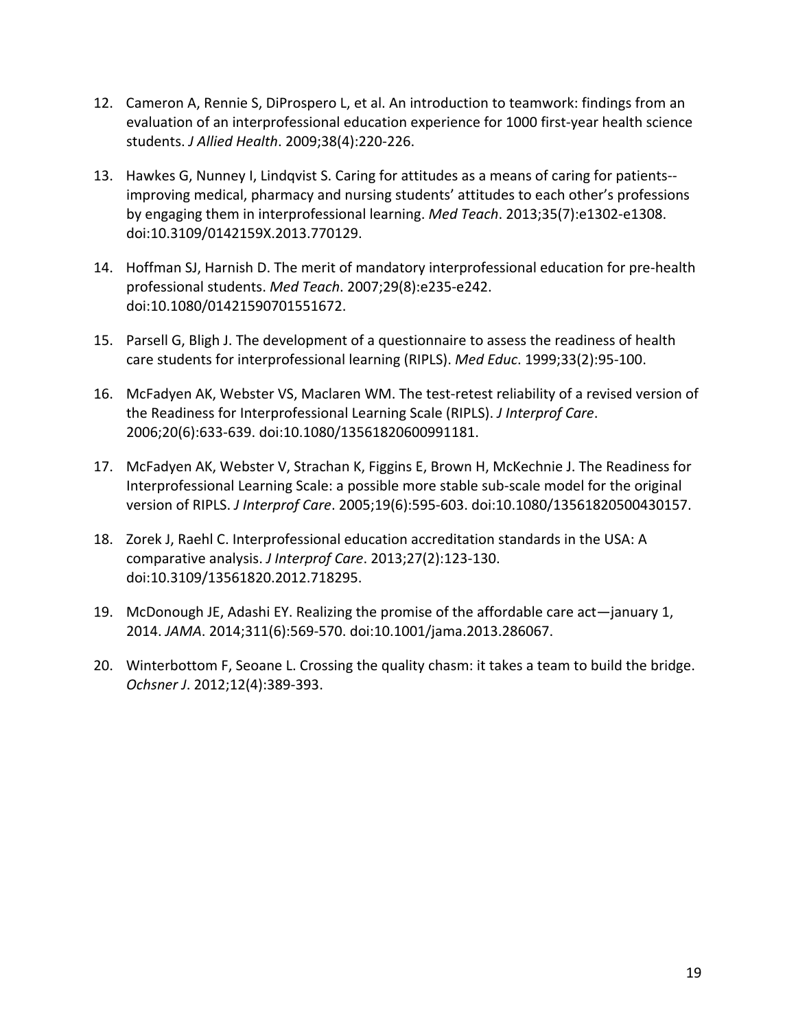12. Cameron A, Rennie S, DiProspero L, et al. An introduction to teamwork: findings from an evaluation of an interprofessional education experience for 1000 first-year health science students. *J Allied Health*. 2009;38(4):220-226.

13. Hawkes G, Nunney I, Lindqvist S. Caring for attitudes as a means of caring for patients--improving medical, pharmacy and nursing students' attitudes to each other's professions by engaging them in interprofessional learning. *Med Teach*. 2013;35(7):e1302-e1308. doi:10.3109/0142159X.2013.770129.

14. Hoffman SJ, Harnish D. The merit of mandatory interprofessional education for pre-health professional students. *Med Teach*. 2007;29(8):e235-e242. doi:10.1080/01421590701551672.

15. Parsell G, Bligh J. The development of a questionnaire to assess the readiness of health care students for interprofessional learning (RIPLS). *Med Educ*. 1999;33(2):95-100.

16. McFadyen AK, Webster VS, Maclaren WM. The test-retest reliability of a revised version of the Readiness for Interprofessional Learning Scale (RIPLS). *J Interprof Care*. 2006;20(6):633-639. doi:10.1080/13561820600991181.

17. McFadyen AK, Webster V, Strachan K, Figgins E, Brown H, McKechnie J. The Readiness for Interprofessional Learning Scale: a possible more stable sub-scale model for the original version of RIPLS. *J Interprof Care*. 2005;19(6):595-603. doi:10.1080/13561820500430157.

18. Zorek J, Raehl C. Interprofessional education accreditation standards in the USA: A comparative analysis. *J Interprof Care*. 2013;27(2):123-130. doi:10.3109/13561820.2012.718295.

19. McDonough JE, Adashi EY. Realizing the promise of the affordable care act—january 1, 2014. *JAMA*. 2014;311(6):569-570. doi:10.1001/jama.2013.286067.

20. Winterbottom F, Seoane L. Crossing the quality chasm: it takes a team to build the bridge. *Ochsner J*. 2012;12(4):389-393.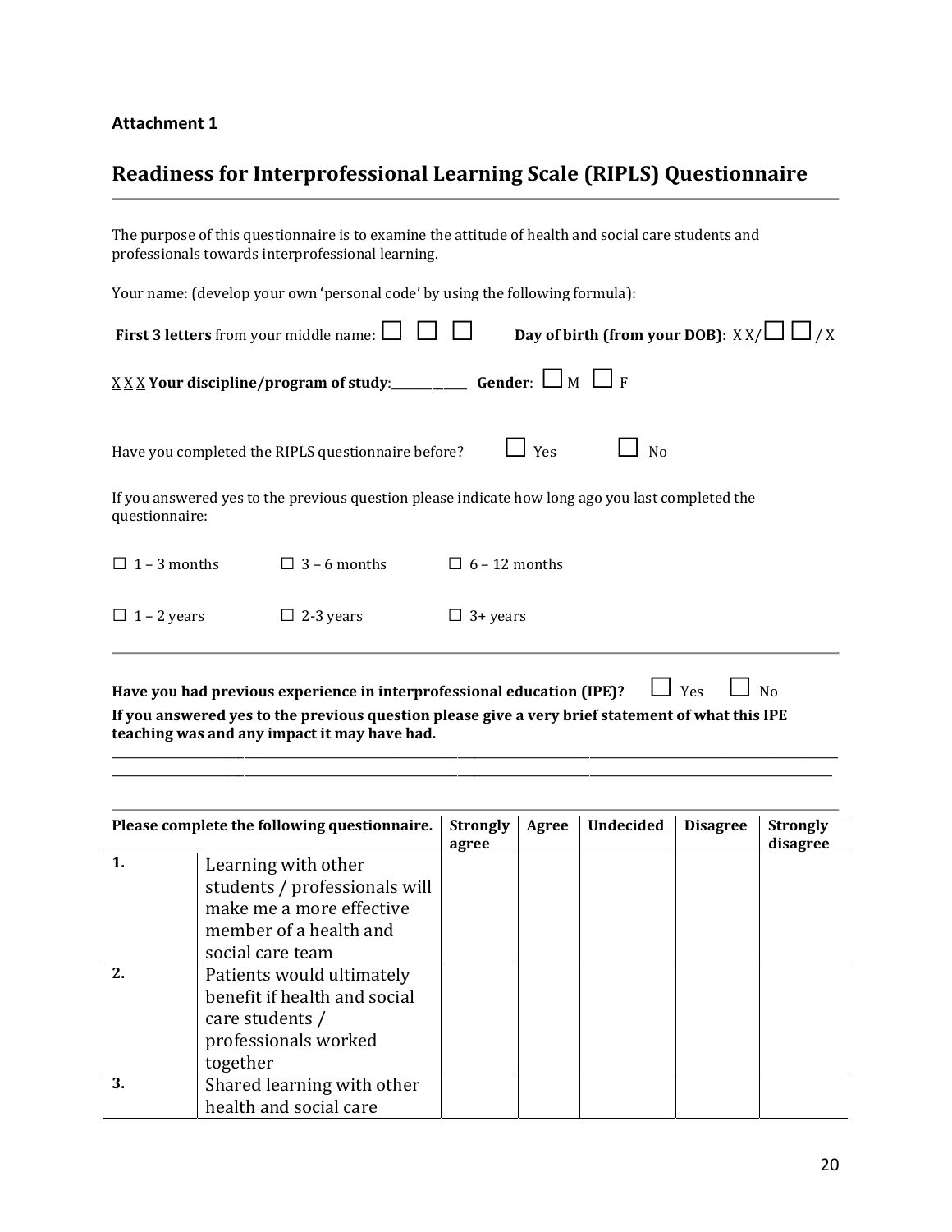**Attachment 1**

# Readiness for Interprofessional Learning Scale (RIPLS) Questionnaire

The purpose of this questionnaire is to examine the attitude of health and social care students and professionals towards interprofessional learning.

Your name: (develop your own 'personal code' by using the following formula):

**First 3 letters** from your middle name: ☐ ☐ ☐ **Day of birth (from your DOB)**: X X/☐ ☐ / X

X X X **Your discipline/program of study**:____________ **Gender**: ☐ M ☐ F

Have you completed the RIPLS questionnaire before? ☐ Yes ☐ No

If you answered yes to the previous question please indicate how long ago you last completed the questionnaire:

☐ 1 – 3 months ☐ 3 – 6 months ☐ 6 – 12 months

☐ 1 – 2 years ☐ 2-3 years ☐ 3+ years

---

**Have you had previous experience in interprofessional education (IPE)?** ☐ Yes ☐ No

**If you answered yes to the previous question please give a very brief statement of what this IPE teaching was and any impact it may have had.**

______________________________________________________________________________

______________________________________________________________________________

---

| Please complete the following questionnaire. | | Strongly agree | Agree | Undecided | Disagree | Strongly disagree |
|---|---|---|---|---|---|---|
| **1.** | Learning with other students / professionals will make me a more effective member of a health and social care team | | | | | |
| **2.** | Patients would ultimately benefit if health and social care students / professionals worked together | | | | | |
| **3.** | Shared learning with other health and social care | | | | | |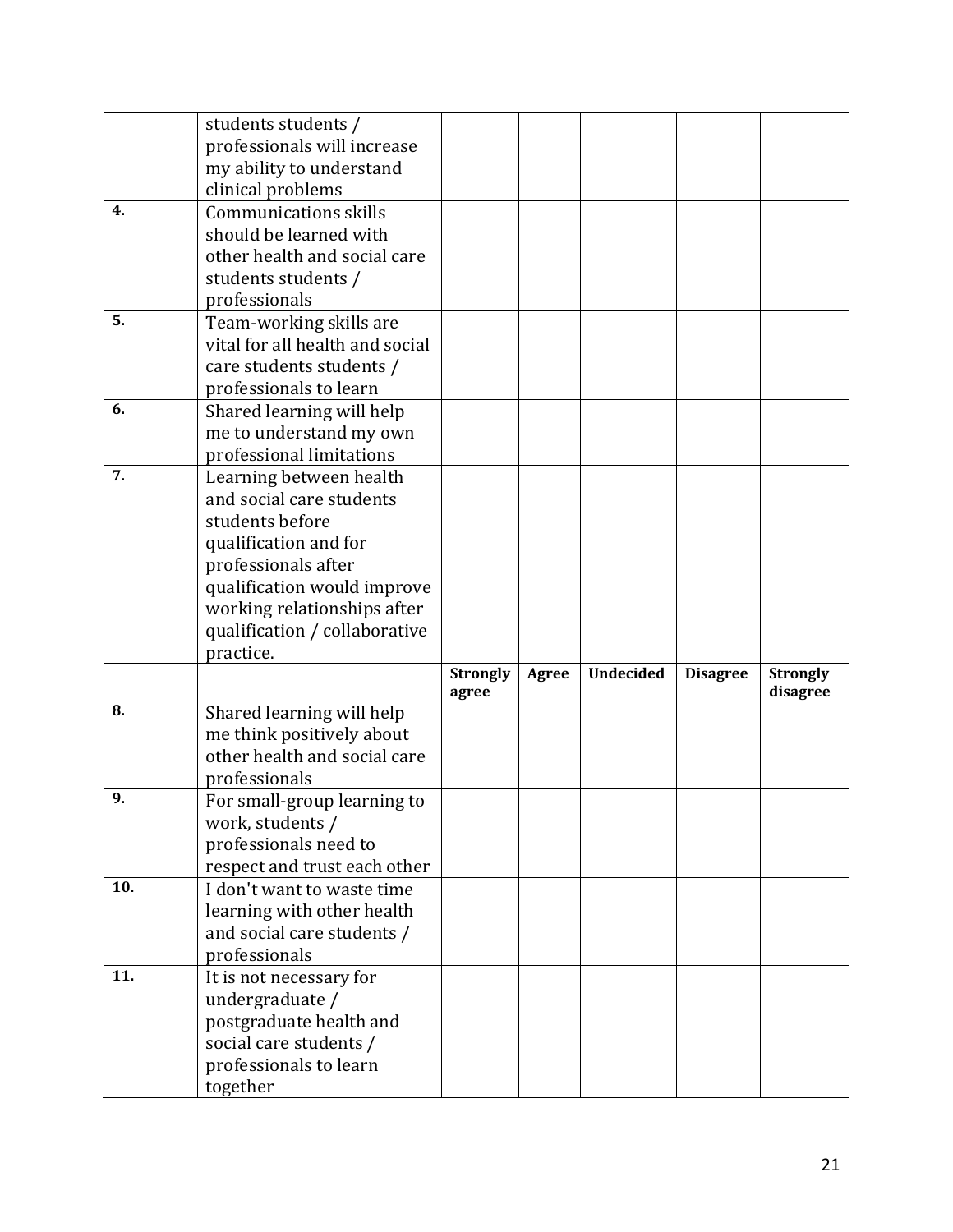| | | | | | | |
|---|---|---|---|---|---|---|
| | students students / professionals will increase my ability to understand clinical problems | | | | | |
| **4.** | Communications skills should be learned with other health and social care students students / professionals | | | | | |
| **5.** | Team-working skills are vital for all health and social care students students / professionals to learn | | | | | |
| **6.** | Shared learning will help me to understand my own professional limitations | | | | | |
| **7.** | Learning between health and social care students students before qualification and for professionals after qualification would improve working relationships after qualification / collaborative practice. | | | | | |
| | | **Strongly agree** | **Agree** | **Undecided** | **Disagree** | **Strongly disagree** |
| **8.** | Shared learning will help me think positively about other health and social care professionals | | | | | |
| **9.** | For small-group learning to work, students / professionals need to respect and trust each other | | | | | |
| **10.** | I don't want to waste time learning with other health and social care students / professionals | | | | | |
| **11.** | It is not necessary for undergraduate / postgraduate health and social care students / professionals to learn together | | | | | |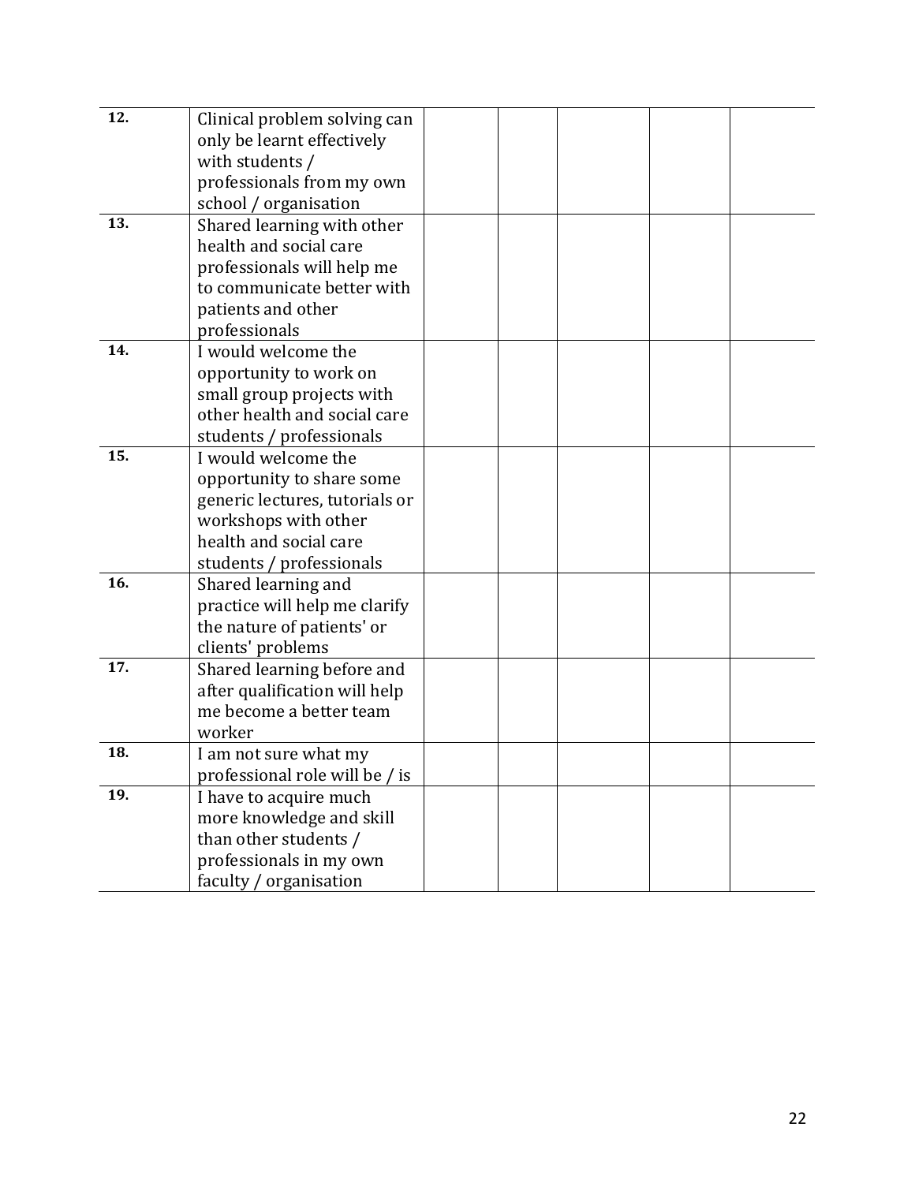| | | | | | | |
|---|---|---|---|---|---|---|
| **12.** | Clinical problem solving can only be learnt effectively with students / professionals from my own school / organisation | | | | | |
| **13.** | Shared learning with other health and social care professionals will help me to communicate better with patients and other professionals | | | | | |
| **14.** | I would welcome the opportunity to work on small group projects with other health and social care students / professionals | | | | | |
| **15.** | I would welcome the opportunity to share some generic lectures, tutorials or workshops with other health and social care students / professionals | | | | | |
| **16.** | Shared learning and practice will help me clarify the nature of patients' or clients' problems | | | | | |
| **17.** | Shared learning before and after qualification will help me become a better team worker | | | | | |
| **18.** | I am not sure what my professional role will be / is | | | | | |
| **19.** | I have to acquire much more knowledge and skill than other students / professionals in my own faculty / organisation | | | | | |